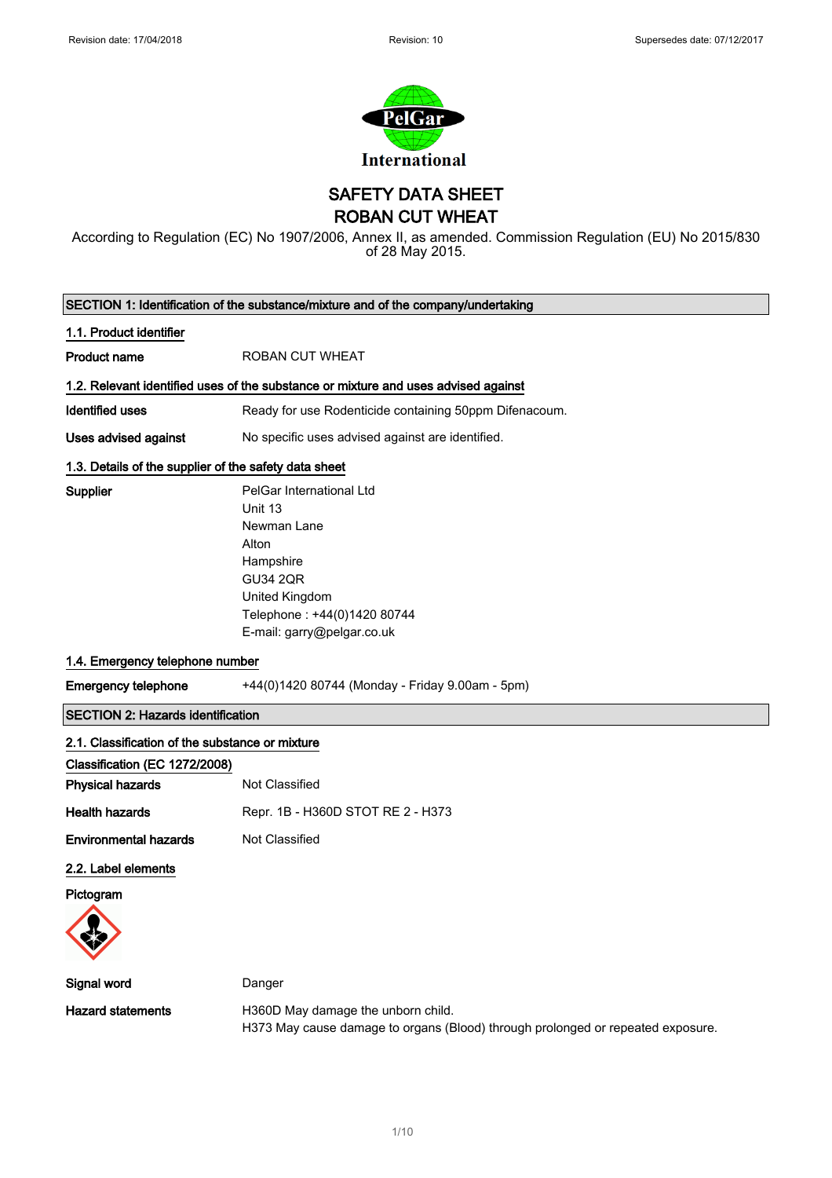# SAFETY DATA SHEET
# ROBAN CUT WHEAT

According to Regulation (EC) No 1907/2006, Annex II, as amended. Commission Regulation (EU) No 2015/830 of 28 May 2015.

## SECTION 1: Identification of the substance/mixture and of the company/undertaking

### 1.1. Product identifier

**Product name** ROBAN CUT WHEAT

### 1.2. Relevant identified uses of the substance or mixture and uses advised against

**Identified uses** Ready for use Rodenticide containing 50ppm Difenacoum.

**Uses advised against** No specific uses advised against are identified.

### 1.3. Details of the supplier of the safety data sheet

**Supplier**
PelGar International Ltd
Unit 13
Newman Lane
Alton
Hampshire
GU34 2QR
United Kingdom
Telephone : +44(0)1420 80744
E-mail: garry@pelgar.co.uk

### 1.4. Emergency telephone number

**Emergency telephone** +44(0)1420 80744 (Monday - Friday 9.00am - 5pm)

## SECTION 2: Hazards identification

### 2.1. Classification of the substance or mixture

**Classification (EC 1272/2008)**

**Physical hazards** Not Classified

**Health hazards** Repr. 1B - H360D STOT RE 2 - H373

**Environmental hazards** Not Classified

### 2.2. Label elements

**Pictogram**

**Signal word** Danger

**Hazard statements**
H360D May damage the unborn child.
H373 May cause damage to organs (Blood) through prolonged or repeated exposure.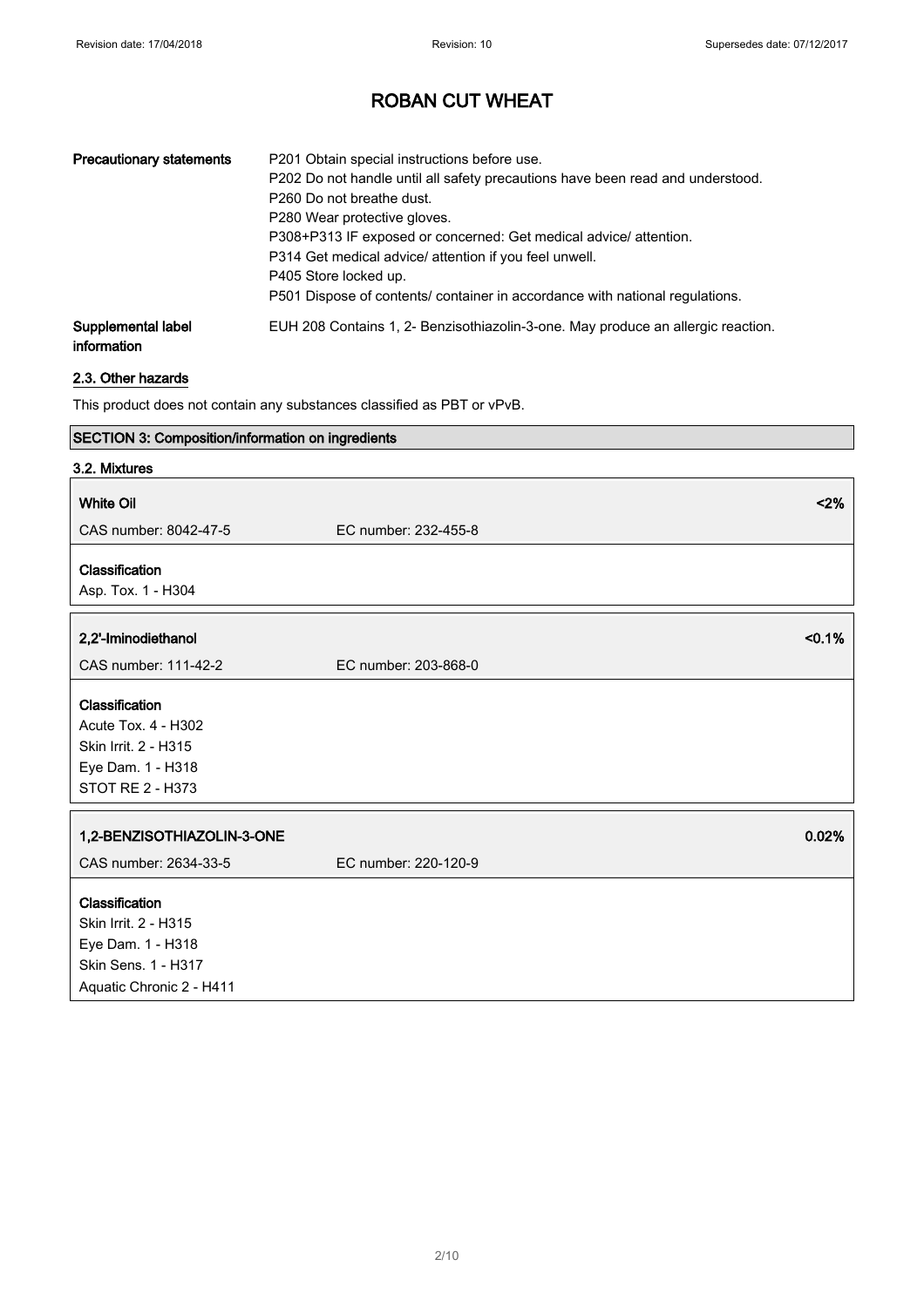# ROBAN CUT WHEAT

| | |
|---|---|
| **Precautionary statements** | P201 Obtain special instructions before use.<br>P202 Do not handle until all safety precautions have been read and understood.<br>P260 Do not breathe dust.<br>P280 Wear protective gloves.<br>P308+P313 IF exposed or concerned: Get medical advice/ attention.<br>P314 Get medical advice/ attention if you feel unwell.<br>P405 Store locked up.<br>P501 Dispose of contents/ container in accordance with national regulations. |
| **Supplemental label information** | EUH 208 Contains 1, 2- Benzisothiazolin-3-one. May produce an allergic reaction. |

### 2.3. Other hazards

This product does not contain any substances classified as PBT or vPvB.

## SECTION 3: Composition/information on ingredients

### 3.2. Mixtures

**White Oil** <2%

CAS number: 8042-47-5 EC number: 232-455-8

**Classification**

Asp. Tox. 1 - H304

**2,2'-Iminodiethanol** <0.1%

CAS number: 111-42-2 EC number: 203-868-0

**Classification**

Acute Tox. 4 - H302
Skin Irrit. 2 - H315
Eye Dam. 1 - H318
STOT RE 2 - H373

**1,2-BENZISOTHIAZOLIN-3-ONE** 0.02%

CAS number: 2634-33-5 EC number: 220-120-9

**Classification**

Skin Irrit. 2 - H315
Eye Dam. 1 - H318
Skin Sens. 1 - H317
Aquatic Chronic 2 - H411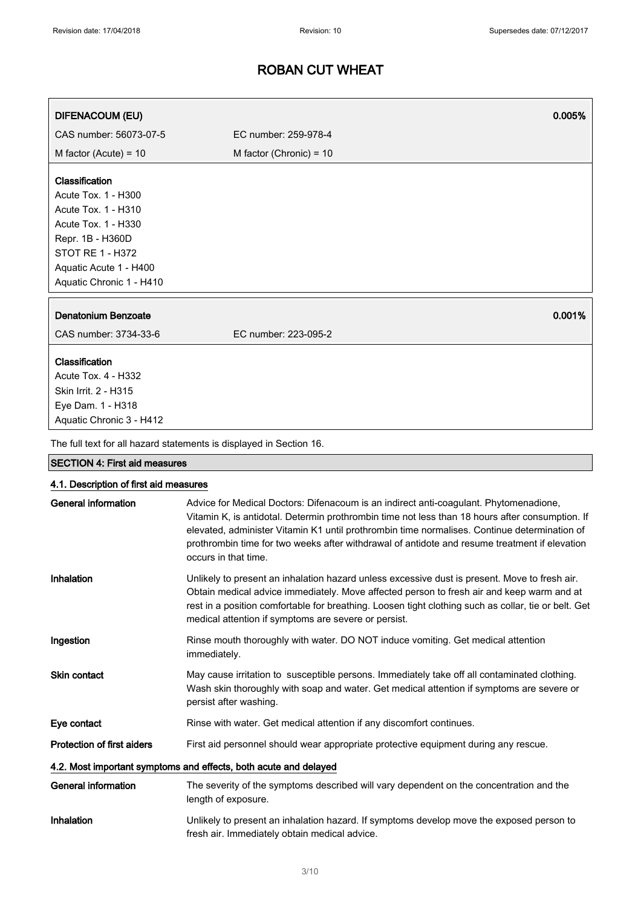# ROBAN CUT WHEAT

| DIFENACOUM (EU) | | 0.005% |
|---|---|---|
| CAS number: 56073-07-5 | EC number: 259-978-4 | |
| M factor (Acute) = 10 | M factor (Chronic) = 10 | |

**Classification**
Acute Tox. 1 - H300
Acute Tox. 1 - H310
Acute Tox. 1 - H330
Repr. 1B - H360D
STOT RE 1 - H372
Aquatic Acute 1 - H400
Aquatic Chronic 1 - H410

| Denatonium Benzoate | | 0.001% |
|---|---|---|
| CAS number: 3734-33-6 | EC number: 223-095-2 | |

**Classification**
Acute Tox. 4 - H332
Skin Irrit. 2 - H315
Eye Dam. 1 - H318
Aquatic Chronic 3 - H412

The full text for all hazard statements is displayed in Section 16.

## SECTION 4: First aid measures

### 4.1. Description of first aid measures

**General information** Advice for Medical Doctors: Difenacoum is an indirect anti-coagulant. Phytomenadione, Vitamin K, is antidotal. Determin prothrombin time not less than 18 hours after consumption. If elevated, administer Vitamin K1 until prothrombin time normalises. Continue determination of prothrombin time for two weeks after withdrawal of antidote and resume treatment if elevation occurs in that time.

**Inhalation** Unlikely to present an inhalation hazard unless excessive dust is present. Move to fresh air. Obtain medical advice immediately. Move affected person to fresh air and keep warm and at rest in a position comfortable for breathing. Loosen tight clothing such as collar, tie or belt. Get medical attention if symptoms are severe or persist.

**Ingestion** Rinse mouth thoroughly with water. DO NOT induce vomiting. Get medical attention immediately.

**Skin contact** May cause irritation to susceptible persons. Immediately take off all contaminated clothing. Wash skin thoroughly with soap and water. Get medical attention if symptoms are severe or persist after washing.

**Eye contact** Rinse with water. Get medical attention if any discomfort continues.

**Protection of first aiders** First aid personnel should wear appropriate protective equipment during any rescue.

### 4.2. Most important symptoms and effects, both acute and delayed

**General information** The severity of the symptoms described will vary dependent on the concentration and the length of exposure.

**Inhalation** Unlikely to present an inhalation hazard. If symptoms develop move the exposed person to fresh air. Immediately obtain medical advice.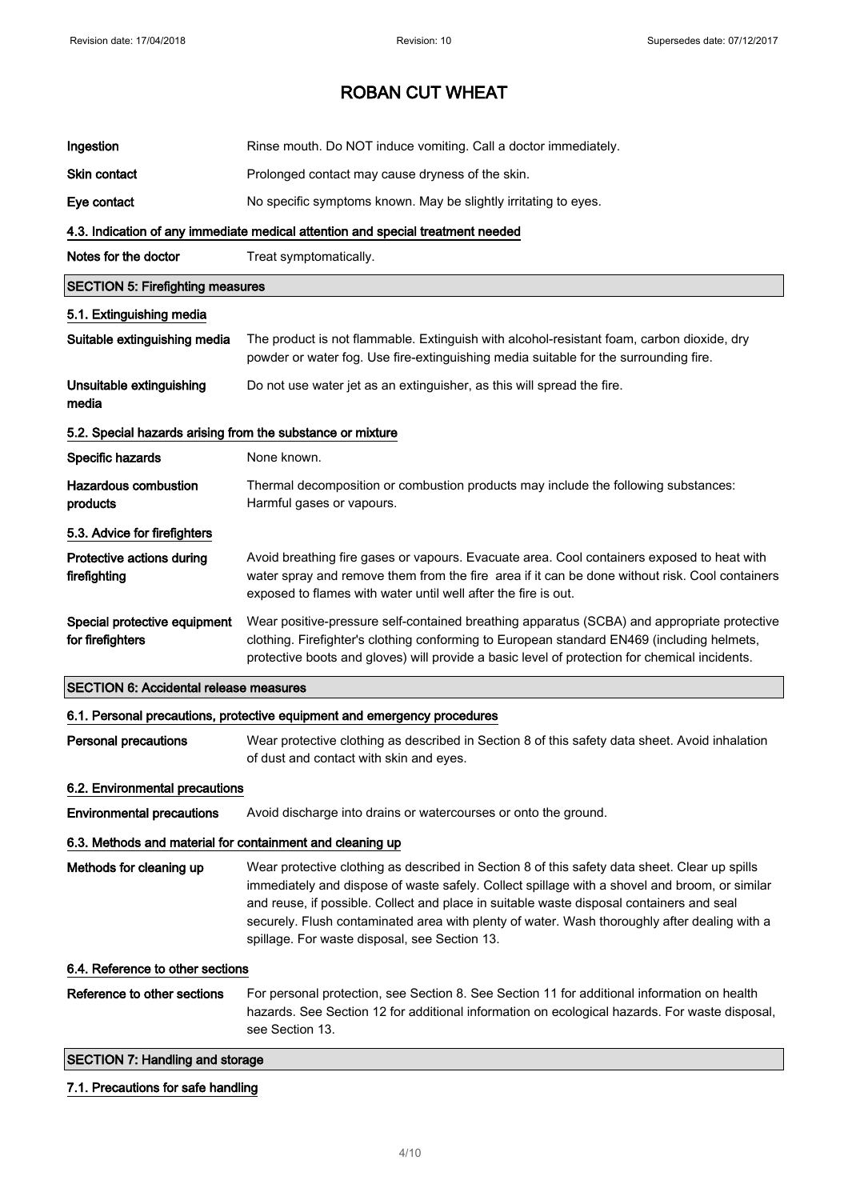# ROBAN CUT WHEAT

| | |
|---|---|
| **Ingestion** | Rinse mouth. Do NOT induce vomiting. Call a doctor immediately. |
| **Skin contact** | Prolonged contact may cause dryness of the skin. |
| **Eye contact** | No specific symptoms known. May be slightly irritating to eyes. |

### 4.3. Indication of any immediate medical attention and special treatment needed

| | |
|---|---|
| **Notes for the doctor** | Treat symptomatically. |

## SECTION 5: Firefighting measures

### 5.1. Extinguishing media

| | |
|---|---|
| **Suitable extinguishing media** | The product is not flammable. Extinguish with alcohol-resistant foam, carbon dioxide, dry powder or water fog. Use fire-extinguishing media suitable for the surrounding fire. |
| **Unsuitable extinguishing media** | Do not use water jet as an extinguisher, as this will spread the fire. |

### 5.2. Special hazards arising from the substance or mixture

| | |
|---|---|
| **Specific hazards** | None known. |
| **Hazardous combustion products** | Thermal decomposition or combustion products may include the following substances: Harmful gases or vapours. |

### 5.3. Advice for firefighters

| | |
|---|---|
| **Protective actions during firefighting** | Avoid breathing fire gases or vapours. Evacuate area. Cool containers exposed to heat with water spray and remove them from the fire area if it can be done without risk. Cool containers exposed to flames with water until well after the fire is out. |
| **Special protective equipment for firefighters** | Wear positive-pressure self-contained breathing apparatus (SCBA) and appropriate protective clothing. Firefighter's clothing conforming to European standard EN469 (including helmets, protective boots and gloves) will provide a basic level of protection for chemical incidents. |

## SECTION 6: Accidental release measures

### 6.1. Personal precautions, protective equipment and emergency procedures

| | |
|---|---|
| **Personal precautions** | Wear protective clothing as described in Section 8 of this safety data sheet. Avoid inhalation of dust and contact with skin and eyes. |

### 6.2. Environmental precautions

| | |
|---|---|
| **Environmental precautions** | Avoid discharge into drains or watercourses or onto the ground. |

### 6.3. Methods and material for containment and cleaning up

| | |
|---|---|
| **Methods for cleaning up** | Wear protective clothing as described in Section 8 of this safety data sheet. Clear up spills immediately and dispose of waste safely. Collect spillage with a shovel and broom, or similar and reuse, if possible. Collect and place in suitable waste disposal containers and seal securely. Flush contaminated area with plenty of water. Wash thoroughly after dealing with a spillage. For waste disposal, see Section 13. |

### 6.4. Reference to other sections

| | |
|---|---|
| **Reference to other sections** | For personal protection, see Section 8. See Section 11 for additional information on health hazards. See Section 12 for additional information on ecological hazards. For waste disposal, see Section 13. |

## SECTION 7: Handling and storage

### 7.1. Precautions for safe handling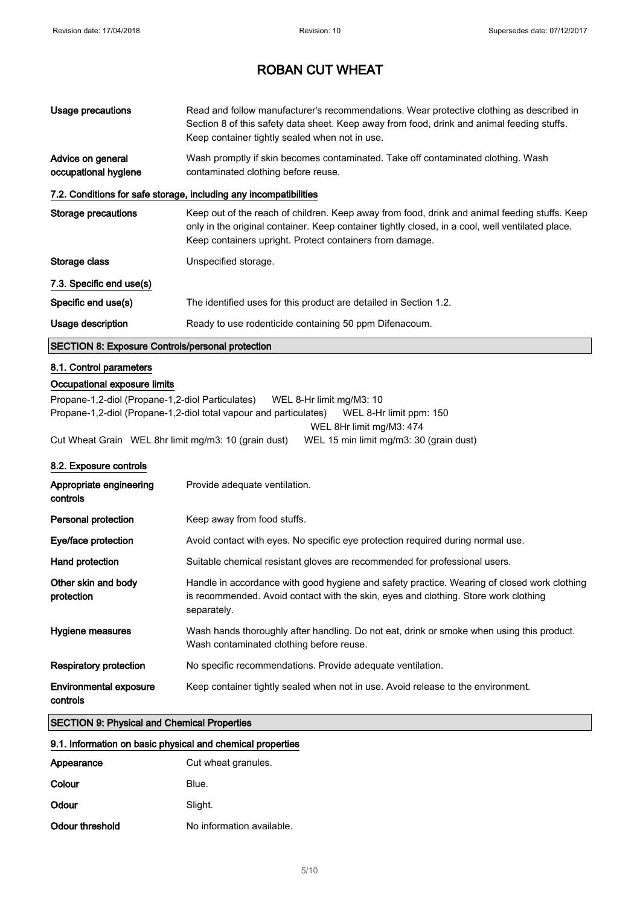# ROBAN CUT WHEAT

| | |
|---|---|
| **Usage precautions** | Read and follow manufacturer's recommendations. Wear protective clothing as described in Section 8 of this safety data sheet. Keep away from food, drink and animal feeding stuffs. Keep container tightly sealed when not in use. |
| **Advice on general occupational hygiene** | Wash promptly if skin becomes contaminated. Take off contaminated clothing. Wash contaminated clothing before reuse. |

### 7.2. Conditions for safe storage, including any incompatibilities

| | |
|---|---|
| **Storage precautions** | Keep out of the reach of children. Keep away from food, drink and animal feeding stuffs. Keep only in the original container. Keep container tightly closed, in a cool, well ventilated place. Keep containers upright. Protect containers from damage. |
| **Storage class** | Unspecified storage. |

### 7.3. Specific end use(s)

| | |
|---|---|
| **Specific end use(s)** | The identified uses for this product are detailed in Section 1.2. |
| **Usage description** | Ready to use rodenticide containing 50 ppm Difenacoum. |

## SECTION 8: Exposure Controls/personal protection

### 8.1. Control parameters

#### Occupational exposure limits

Propane-1,2-diol (Propane-1,2-diol Particulates) WEL 8-Hr limit mg/M3: 10

Propane-1,2-diol (Propane-1,2-diol total vapour and particulates) WEL 8-Hr limit ppm: 150
WEL 8Hr limit mg/M3: 474

Cut Wheat Grain WEL 8hr limit mg/m3: 10 (grain dust) WEL 15 min limit mg/m3: 30 (grain dust)

### 8.2. Exposure controls

| | |
|---|---|
| **Appropriate engineering controls** | Provide adequate ventilation. |
| **Personal protection** | Keep away from food stuffs. |
| **Eye/face protection** | Avoid contact with eyes. No specific eye protection required during normal use. |
| **Hand protection** | Suitable chemical resistant gloves are recommended for professional users. |
| **Other skin and body protection** | Handle in accordance with good hygiene and safety practice. Wearing of closed work clothing is recommended. Avoid contact with the skin, eyes and clothing. Store work clothing separately. |
| **Hygiene measures** | Wash hands thoroughly after handling. Do not eat, drink or smoke when using this product. Wash contaminated clothing before reuse. |
| **Respiratory protection** | No specific recommendations. Provide adequate ventilation. |
| **Environmental exposure controls** | Keep container tightly sealed when not in use. Avoid release to the environment. |

## SECTION 9: Physical and Chemical Properties

### 9.1. Information on basic physical and chemical properties

| | |
|---|---|
| **Appearance** | Cut wheat granules. |
| **Colour** | Blue. |
| **Odour** | Slight. |
| **Odour threshold** | No information available. |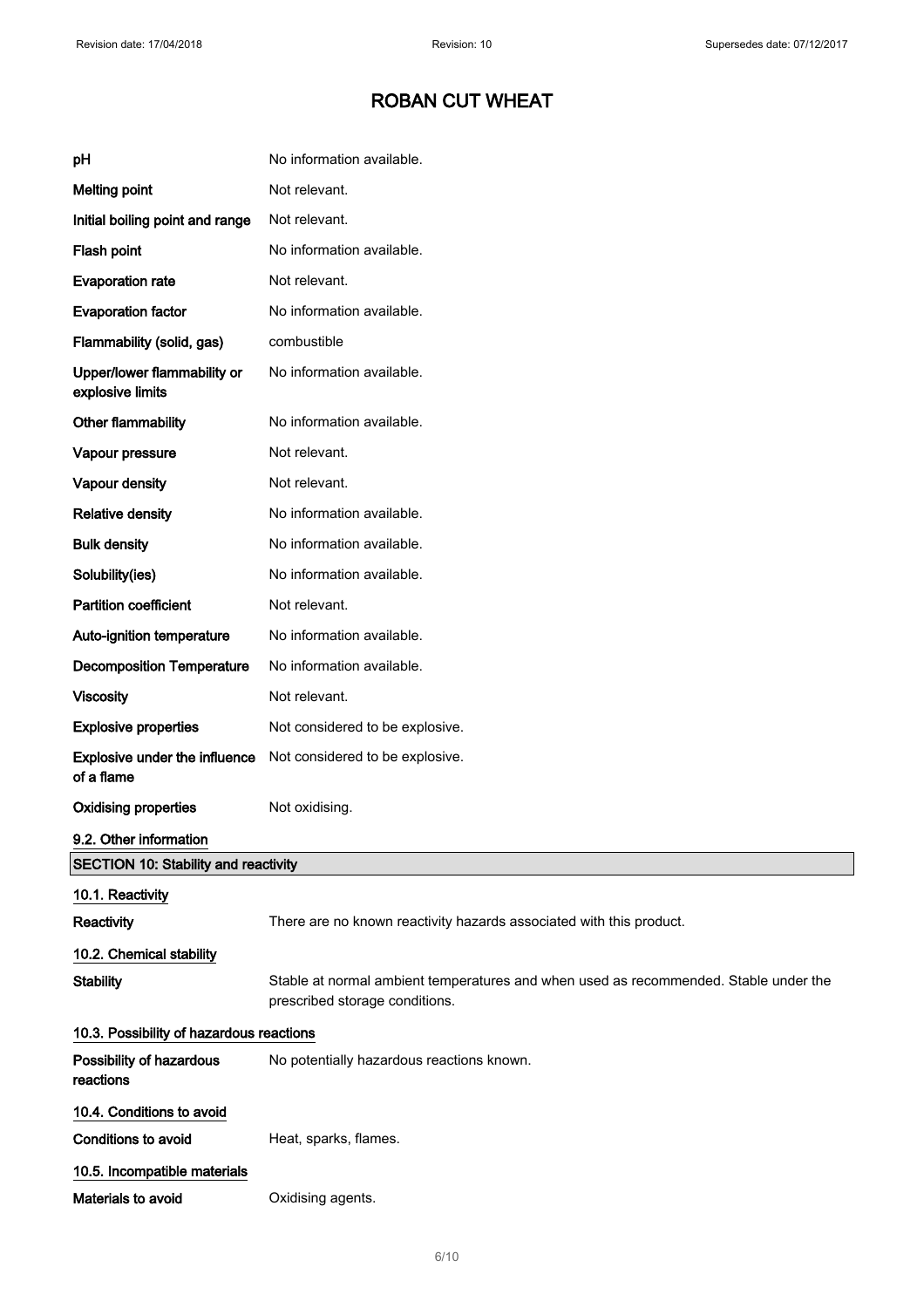# ROBAN CUT WHEAT

| | |
|---|---|
| **pH** | No information available. |
| **Melting point** | Not relevant. |
| **Initial boiling point and range** | Not relevant. |
| **Flash point** | No information available. |
| **Evaporation rate** | Not relevant. |
| **Evaporation factor** | No information available. |
| **Flammability (solid, gas)** | combustible |
| **Upper/lower flammability or explosive limits** | No information available. |
| **Other flammability** | No information available. |
| **Vapour pressure** | Not relevant. |
| **Vapour density** | Not relevant. |
| **Relative density** | No information available. |
| **Bulk density** | No information available. |
| **Solubility(ies)** | No information available. |
| **Partition coefficient** | Not relevant. |
| **Auto-ignition temperature** | No information available. |
| **Decomposition Temperature** | No information available. |
| **Viscosity** | Not relevant. |
| **Explosive properties** | Not considered to be explosive. |
| **Explosive under the influence of a flame** | Not considered to be explosive. |
| **Oxidising properties** | Not oxidising. |

### 9.2. Other information

## SECTION 10: Stability and reactivity

### 10.1. Reactivity

**Reactivity** There are no known reactivity hazards associated with this product.

### 10.2. Chemical stability

**Stability** Stable at normal ambient temperatures and when used as recommended. Stable under the prescribed storage conditions.

### 10.3. Possibility of hazardous reactions

**Possibility of hazardous reactions** No potentially hazardous reactions known.

### 10.4. Conditions to avoid

**Conditions to avoid** Heat, sparks, flames.

### 10.5. Incompatible materials

**Materials to avoid** Oxidising agents.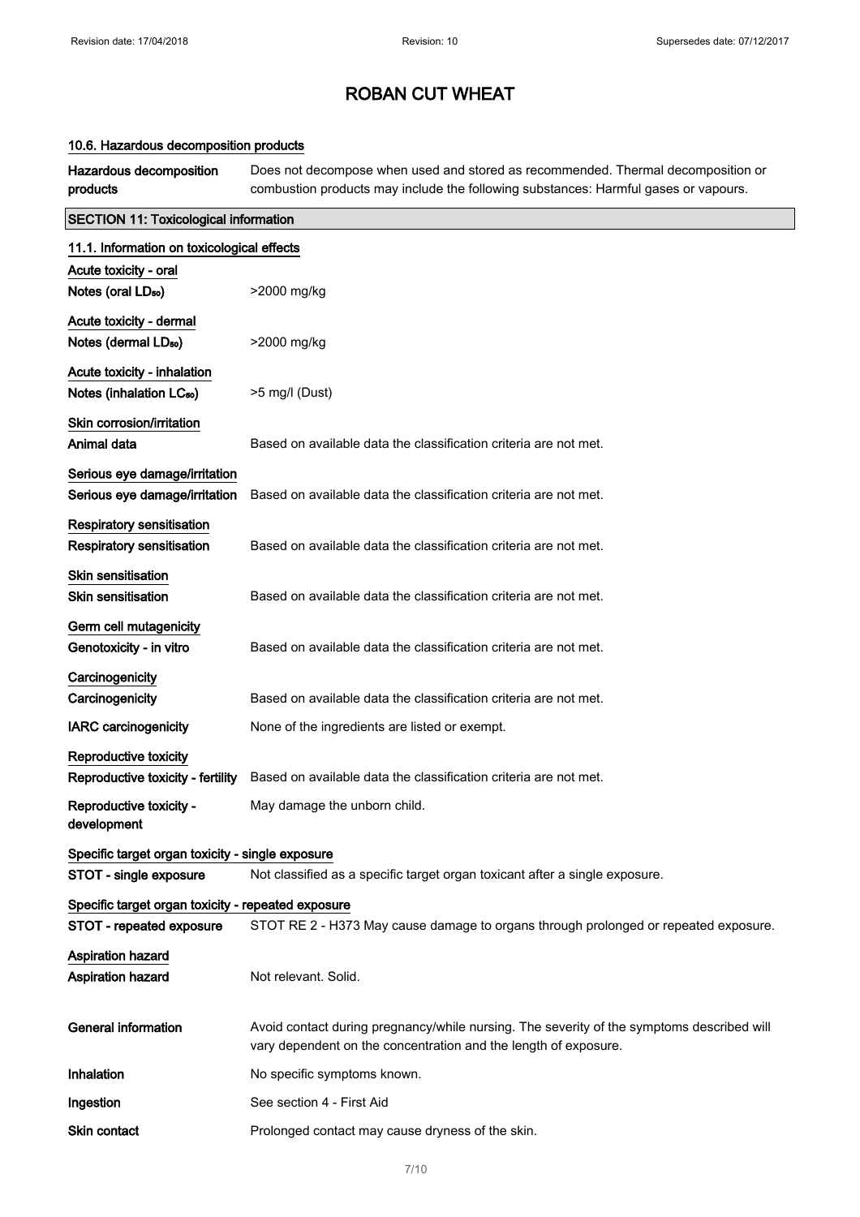# ROBAN CUT WHEAT

### 10.6. Hazardous decomposition products

**Hazardous decomposition products** Does not decompose when used and stored as recommended. Thermal decomposition or combustion products may include the following substances: Harmful gases or vapours.

## SECTION 11: Toxicological information

### 11.1. Information on toxicological effects

**Acute toxicity - oral**

**Notes (oral $LD_{50}$)** >2000 mg/kg

**Acute toxicity - dermal**

**Notes (dermal $LD_{50}$)** >2000 mg/kg

**Acute toxicity - inhalation**

**Notes (inhalation $LC_{50}$)** >5 mg/l (Dust)

**Skin corrosion/irritation**

**Animal data** Based on available data the classification criteria are not met.

**Serious eye damage/irritation**

**Serious eye damage/irritation** Based on available data the classification criteria are not met.

**Respiratory sensitisation**

**Respiratory sensitisation** Based on available data the classification criteria are not met.

**Skin sensitisation**

**Skin sensitisation** Based on available data the classification criteria are not met.

**Germ cell mutagenicity**

**Genotoxicity - in vitro** Based on available data the classification criteria are not met.

**Carcinogenicity**

**Carcinogenicity** Based on available data the classification criteria are not met.

**IARC carcinogenicity** None of the ingredients are listed or exempt.

**Reproductive toxicity**

**Reproductive toxicity - fertility** Based on available data the classification criteria are not met.

**Reproductive toxicity - development** May damage the unborn child.

**Specific target organ toxicity - single exposure**

**STOT - single exposure** Not classified as a specific target organ toxicant after a single exposure.

**Specific target organ toxicity - repeated exposure**

**STOT - repeated exposure** STOT RE 2 - H373 May cause damage to organs through prolonged or repeated exposure.

**Aspiration hazard**

**Aspiration hazard** Not relevant. Solid.

**General information** Avoid contact during pregnancy/while nursing. The severity of the symptoms described will vary dependent on the concentration and the length of exposure.

**Inhalation** No specific symptoms known.

**Ingestion** See section 4 - First Aid

**Skin contact** Prolonged contact may cause dryness of the skin.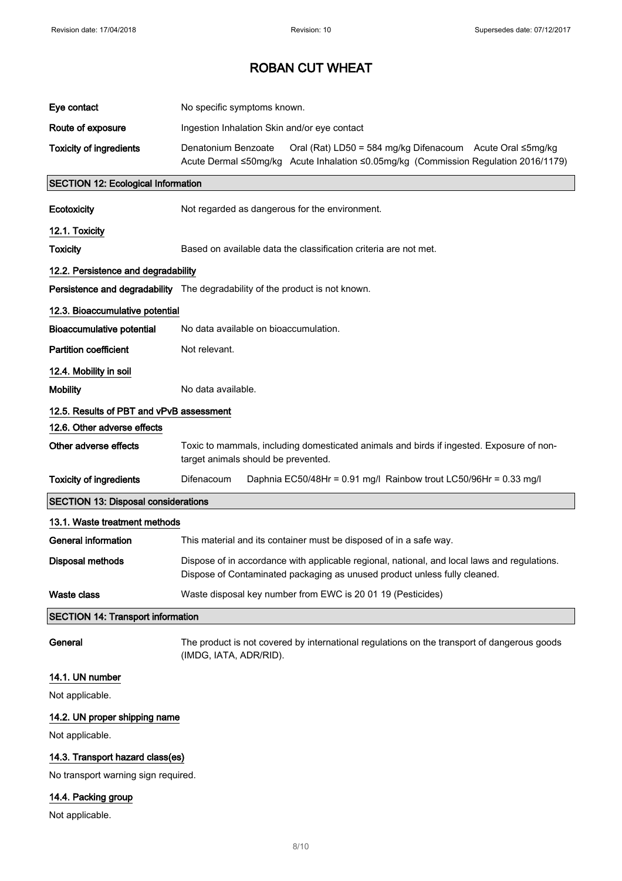| | |
|---|---|
| **Eye contact** | No specific symptoms known. |
| **Route of exposure** | Ingestion Inhalation Skin and/or eye contact |
| **Toxicity of ingredients** | Denatonium Benzoate Oral (Rat) LD50 = 584 mg/kg Difenacoum Acute Oral ≤5mg/kg Acute Dermal ≤50mg/kg Acute Inhalation ≤0.05mg/kg (Commission Regulation 2016/1179) |

## SECTION 12: Ecological Information

| | |
|---|---|
| **Ecotoxicity** | Not regarded as dangerous for the environment. |

### 12.1. Toxicity

| | |
|---|---|
| **Toxicity** | Based on available data the classification criteria are not met. |

### 12.2. Persistence and degradability

| | |
|---|---|
| **Persistence and degradability** | The degradability of the product is not known. |

### 12.3. Bioaccumulative potential

| | |
|---|---|
| **Bioaccumulative potential** | No data available on bioaccumulation. |
| **Partition coefficient** | Not relevant. |

### 12.4. Mobility in soil

| | |
|---|---|
| **Mobility** | No data available. |

### 12.5. Results of PBT and vPvB assessment

### 12.6. Other adverse effects

| | |
|---|---|
| **Other adverse effects** | Toxic to mammals, including domesticated animals and birds if ingested. Exposure of non-target animals should be prevented. |
| **Toxicity of ingredients** | Difenacoum Daphnia EC50/48Hr = 0.91 mg/l Rainbow trout LC50/96Hr = 0.33 mg/l |

## SECTION 13: Disposal considerations

### 13.1. Waste treatment methods

| | |
|---|---|
| **General information** | This material and its container must be disposed of in a safe way. |
| **Disposal methods** | Dispose of in accordance with applicable regional, national, and local laws and regulations. Dispose of Contaminated packaging as unused product unless fully cleaned. |
| **Waste class** | Waste disposal key number from EWC is 20 01 19 (Pesticides) |

## SECTION 14: Transport information

| | |
|---|---|
| **General** | The product is not covered by international regulations on the transport of dangerous goods (IMDG, IATA, ADR/RID). |

### 14.1. UN number

Not applicable.

### 14.2. UN proper shipping name

Not applicable.

### 14.3. Transport hazard class(es)

No transport warning sign required.

### 14.4. Packing group

Not applicable.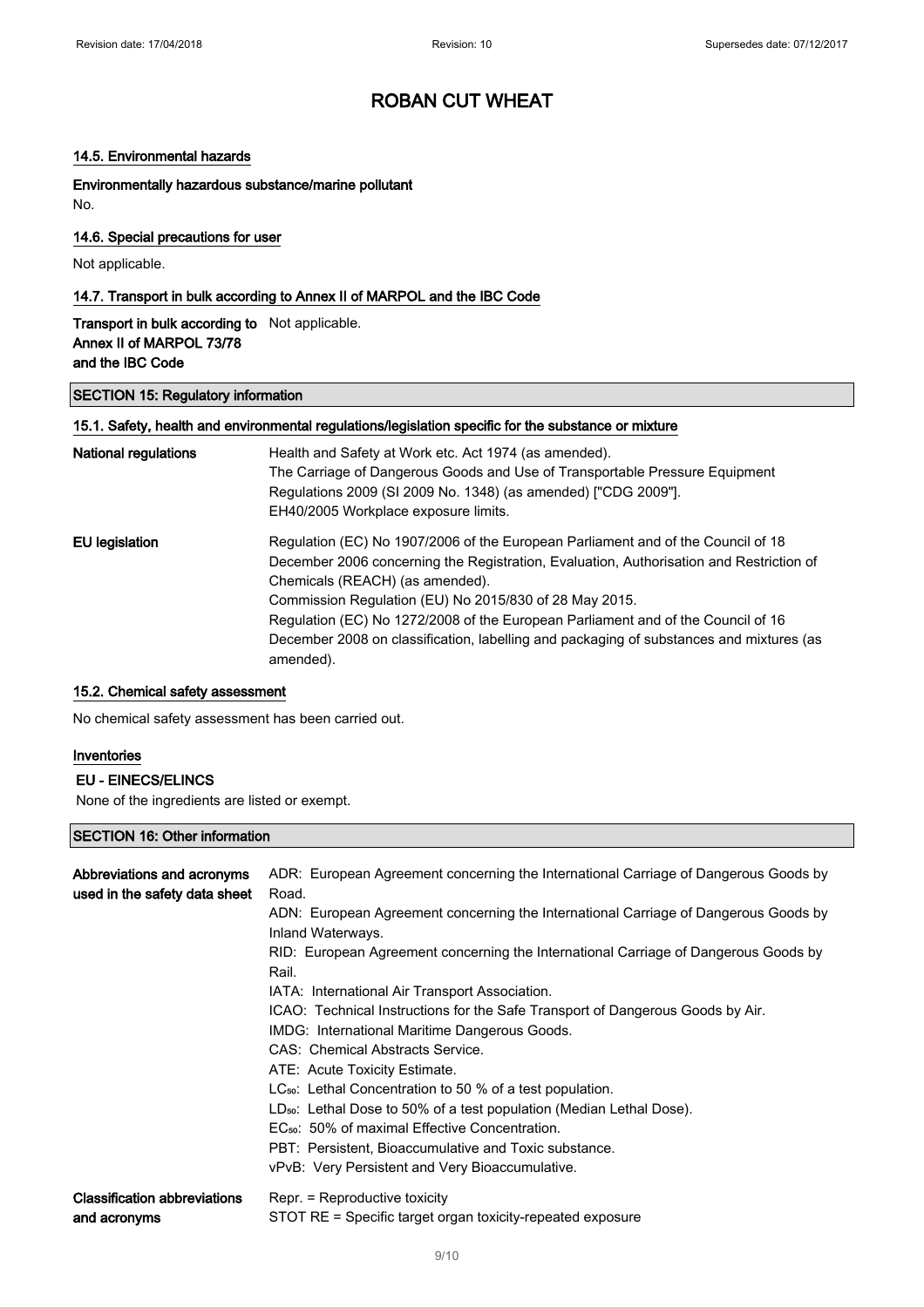# ROBAN CUT WHEAT

### 14.5. Environmental hazards

**Environmentally hazardous substance/marine pollutant**

No.

### 14.6. Special precautions for user

Not applicable.

### 14.7. Transport in bulk according to Annex II of MARPOL and the IBC Code

**Transport in bulk according to Annex II of MARPOL 73/78 and the IBC Code** Not applicable.

## SECTION 15: Regulatory information

### 15.1. Safety, health and environmental regulations/legislation specific for the substance or mixture

**National regulations**

Health and Safety at Work etc. Act 1974 (as amended).
The Carriage of Dangerous Goods and Use of Transportable Pressure Equipment Regulations 2009 (SI 2009 No. 1348) (as amended) ["CDG 2009"].
EH40/2005 Workplace exposure limits.

**EU legislation**

Regulation (EC) No 1907/2006 of the European Parliament and of the Council of 18 December 2006 concerning the Registration, Evaluation, Authorisation and Restriction of Chemicals (REACH) (as amended).
Commission Regulation (EU) No 2015/830 of 28 May 2015.
Regulation (EC) No 1272/2008 of the European Parliament and of the Council of 16 December 2008 on classification, labelling and packaging of substances and mixtures (as amended).

### 15.2. Chemical safety assessment

No chemical safety assessment has been carried out.

### Inventories

**EU - EINECS/ELINCS**

None of the ingredients are listed or exempt.

## SECTION 16: Other information

**Abbreviations and acronyms used in the safety data sheet**

ADR: European Agreement concerning the International Carriage of Dangerous Goods by Road.
ADN: European Agreement concerning the International Carriage of Dangerous Goods by Inland Waterways.
RID: European Agreement concerning the International Carriage of Dangerous Goods by Rail.
IATA: International Air Transport Association.
ICAO: Technical Instructions for the Safe Transport of Dangerous Goods by Air.
IMDG: International Maritime Dangerous Goods.
CAS: Chemical Abstracts Service.
ATE: Acute Toxicity Estimate.
$LC_{50}$: Lethal Concentration to 50 % of a test population.
$LD_{50}$: Lethal Dose to 50% of a test population (Median Lethal Dose).
$EC_{50}$: 50% of maximal Effective Concentration.
PBT: Persistent, Bioaccumulative and Toxic substance.
vPvB: Very Persistent and Very Bioaccumulative.

**Classification abbreviations and acronyms**

Repr. = Reproductive toxicity
STOT RE = Specific target organ toxicity-repeated exposure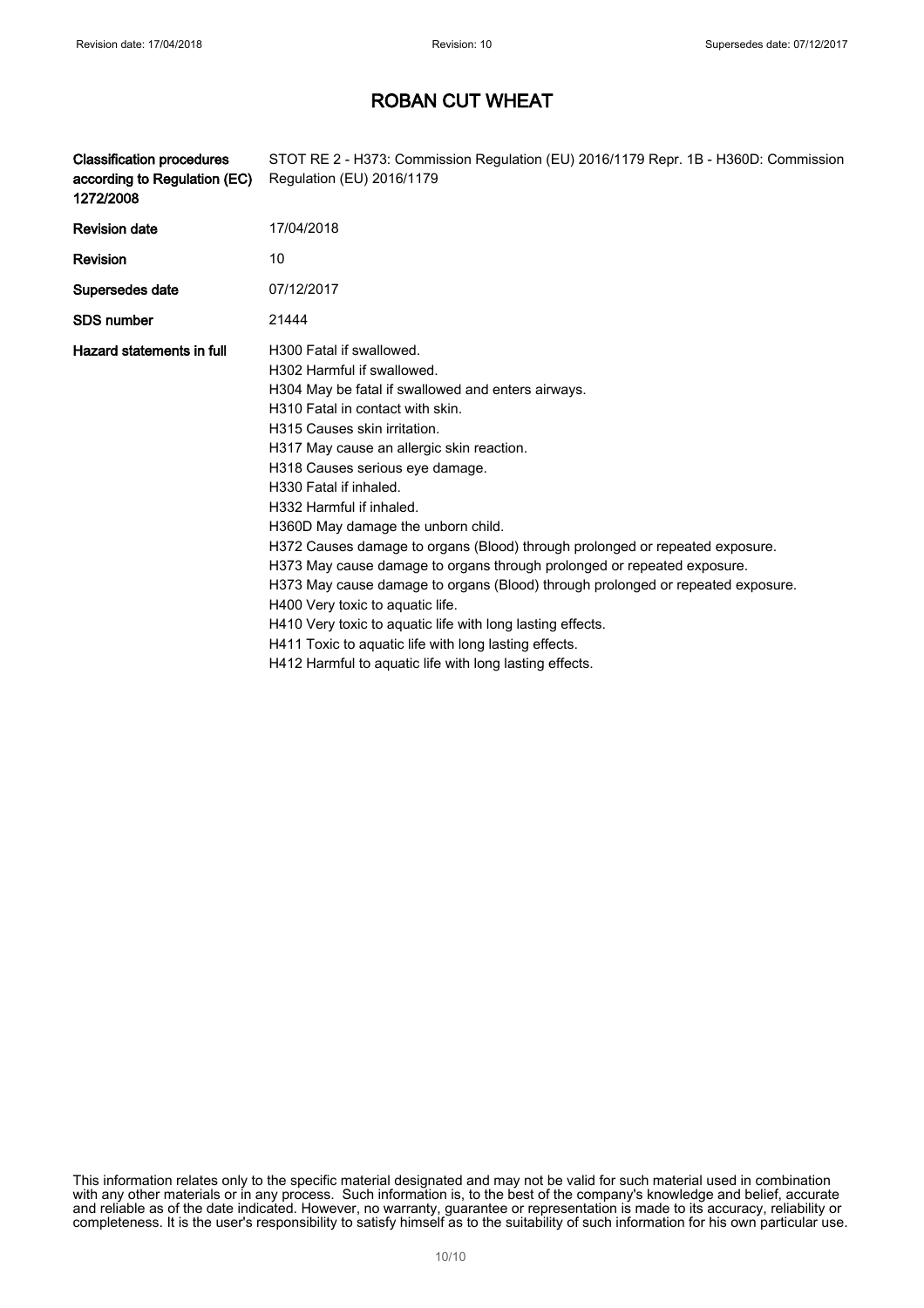# ROBAN CUT WHEAT

| | |
|---|---|
| **Classification procedures according to Regulation (EC) 1272/2008** | STOT RE 2 - H373: Commission Regulation (EU) 2016/1179 Repr. 1B - H360D: Commission Regulation (EU) 2016/1179 |
| **Revision date** | 17/04/2018 |
| **Revision** | 10 |
| **Supersedes date** | 07/12/2017 |
| **SDS number** | 21444 |
| **Hazard statements in full** | H300 Fatal if swallowed.<br>H302 Harmful if swallowed.<br>H304 May be fatal if swallowed and enters airways.<br>H310 Fatal in contact with skin.<br>H315 Causes skin irritation.<br>H317 May cause an allergic skin reaction.<br>H318 Causes serious eye damage.<br>H330 Fatal if inhaled.<br>H332 Harmful if inhaled.<br>H360D May damage the unborn child.<br>H372 Causes damage to organs (Blood) through prolonged or repeated exposure.<br>H373 May cause damage to organs through prolonged or repeated exposure.<br>H373 May cause damage to organs (Blood) through prolonged or repeated exposure.<br>H400 Very toxic to aquatic life.<br>H410 Very toxic to aquatic life with long lasting effects.<br>H411 Toxic to aquatic life with long lasting effects.<br>H412 Harmful to aquatic life with long lasting effects. |

This information relates only to the specific material designated and may not be valid for such material used in combination with any other materials or in any process. Such information is, to the best of the company's knowledge and belief, accurate and reliable as of the date indicated. However, no warranty, guarantee or representation is made to its accuracy, reliability or completeness. It is the user's responsibility to satisfy himself as to the suitability of such information for his own particular use.